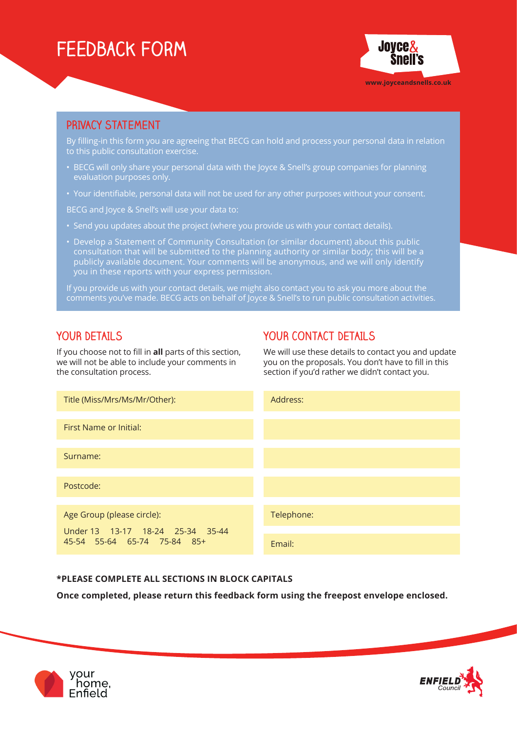# FEEDBACK FORM

Joyce & Snell's

www.joyceandsnells.co.uk

## PRIVACY STATEMENT

By filling-in this form you are agreeing that BECG can hold and process your personal data in relation to this public consultation exercise.

- BECG will only share your personal data with the Joyce & Snell's group companies for planning evaluation purposes only.
- Your identifiable, personal data will not be used for any other purposes without your consent.

BECG and Joyce & Snell's will use your data to:

- Send you updates about the project (where you provide us with your contact details).
- Develop a Statement of Community Consultation (or similar document) about this public consultation that will be submitted to the planning authority or similar body; this will be a publicly available document. Your comments will be anonymous, and we will only identify you in these reports with your express permission.

If you provide us with your contact details, we might also contact you to ask you more about the comments you've made. BECG acts on behalf of Joyce & Snell's to run public consultation activities.

## YOUR DETAILS

If you choose not to fill in **all** parts of this section, we will not be able to include your comments in the consultation process.

Title (Miss/Mrs/Ms/Mr/Other):

First Name or Initial:

Surname:

Postcode:

Age Group (please circle):

Under 13 13-17 18-24 25-34 35-44 45-54 55-64 65-74 75-84 85+

## YOUR CONTACT DETAILS

We will use these details to contact you and update you on the proposals. You don't have to fill in this section if you'd rather we didn't contact you.

Address:

Telephone:

Email:

**\*PLEASE COMPLETE ALL SECTIONS IN BLOCK CAPITALS**

**Once completed, please return this feedback form using the freepost envelope enclosed.**

your home, Enfield

ENFIELD Council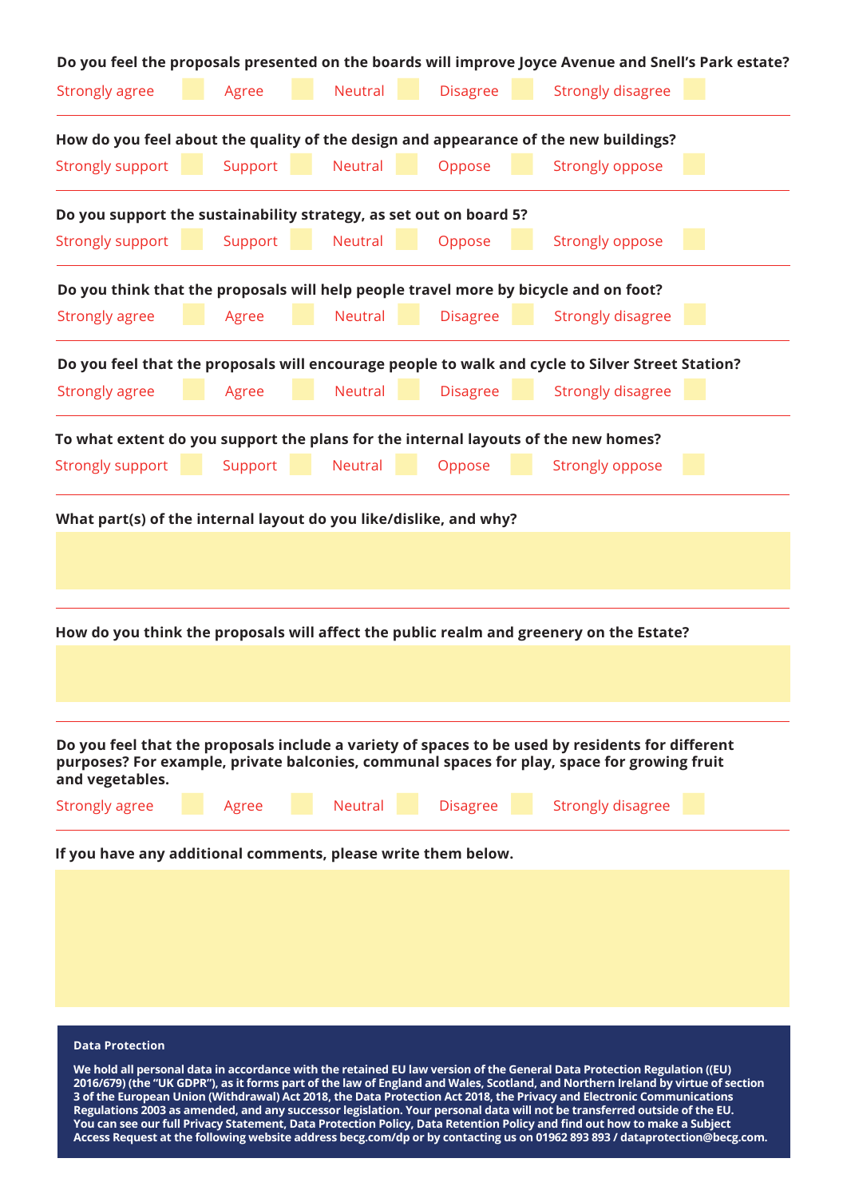**Do you feel the proposals presented on the boards will improve Joyce Avenue and Snell's Park estate?**

Strongly agree ☐ Agree ☐ Neutral ☐ Disagree ☐ Strongly disagree ☐

**How do you feel about the quality of the design and appearance of the new buildings?**

Strongly support ☐ Support ☐ Neutral ☐ Oppose ☐ Strongly oppose ☐

**Do you support the sustainability strategy, as set out on board 5?**

Strongly support ☐ Support ☐ Neutral ☐ Oppose ☐ Strongly oppose ☐

**Do you think that the proposals will help people travel more by bicycle and on foot?**

Strongly agree ☐ Agree ☐ Neutral ☐ Disagree ☐ Strongly disagree ☐

**Do you feel that the proposals will encourage people to walk and cycle to Silver Street Station?**

Strongly agree ☐ Agree ☐ Neutral ☐ Disagree ☐ Strongly disagree ☐

**To what extent do you support the plans for the internal layouts of the new homes?**

Strongly support ☐ Support ☐ Neutral ☐ Oppose ☐ Strongly oppose ☐

**What part(s) of the internal layout do you like/dislike, and why?**

**How do you think the proposals will affect the public realm and greenery on the Estate?**

**Do you feel that the proposals include a variety of spaces to be used by residents for different purposes? For example, private balconies, communal spaces for play, space for growing fruit and vegetables.**

Strongly agree ☐ Agree ☐ Neutral ☐ Disagree ☐ Strongly disagree ☐

**If you have any additional comments, please write them below.**

**Data Protection**

**We hold all personal data in accordance with the retained EU law version of the General Data Protection Regulation ((EU) 2016/679) (the "UK GDPR"), as it forms part of the law of England and Wales, Scotland, and Northern Ireland by virtue of section 3 of the European Union (Withdrawal) Act 2018, the Data Protection Act 2018, the Privacy and Electronic Communications Regulations 2003 as amended, and any successor legislation. Your personal data will not be transferred outside of the EU. You can see our full Privacy Statement, Data Protection Policy, Data Retention Policy and find out how to make a Subject Access Request at the following website address becg.com/dp or by contacting us on 01962 893 893 / dataprotection@becg.com.**